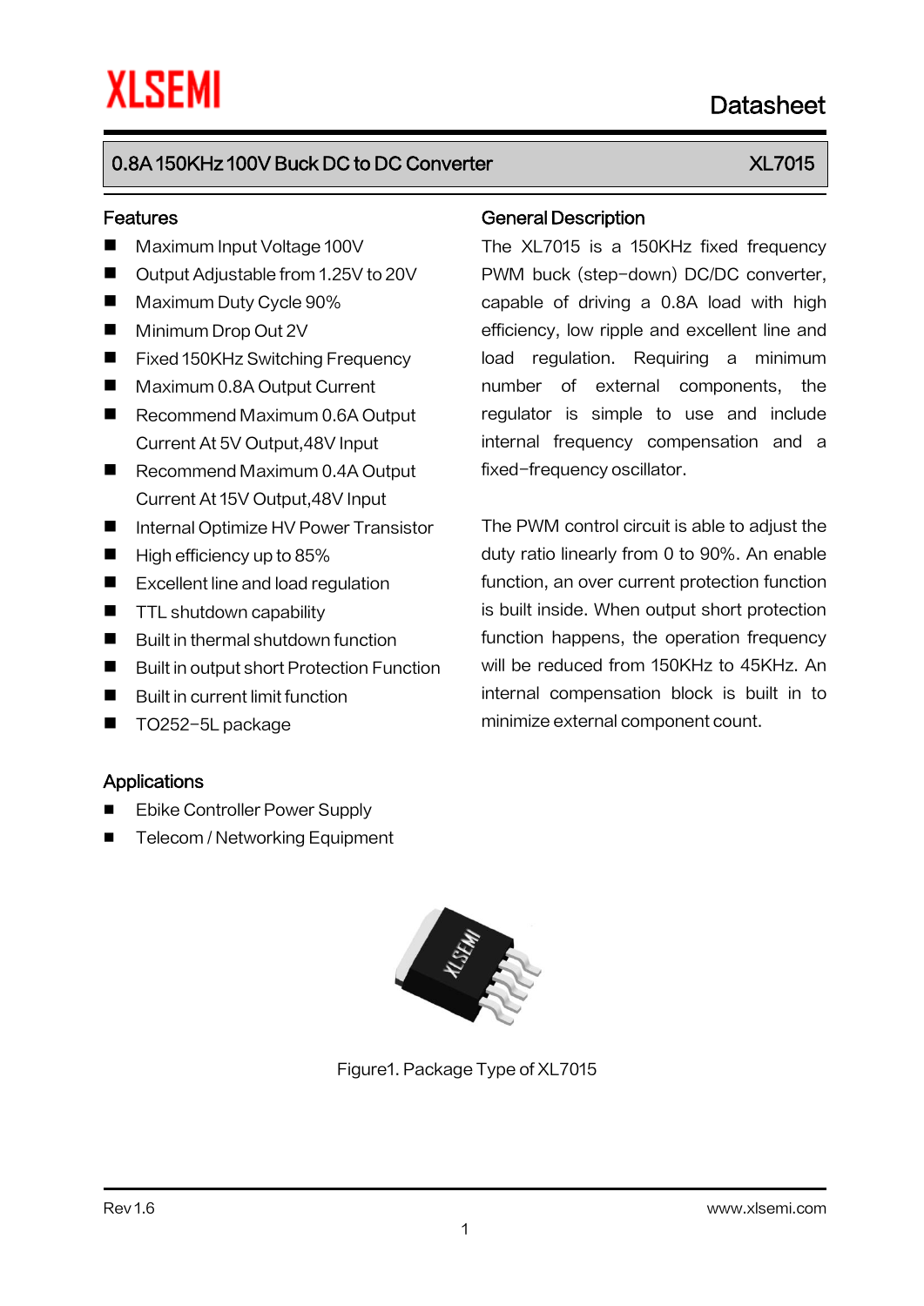# XLSEMI

Datasheet

## 0.8A 150KHz 100V Buck DC to DC Converter — XL7015

## Features

- Maximum Input Voltage 100V
- Output Adjustable from 1.25V to 20V
- Maximum Duty Cycle 90%
- Minimum Drop Out 2V
- Fixed 150KHz Switching Frequency
- Maximum 0.8A Output Current
- Recommend Maximum 0.6A Output Current At 5V Output,48V Input
- Recommend Maximum 0.4A Output Current At 15V Output,48V Input
- Internal Optimize HV Power Transistor
- High efficiency up to 85%
- Excellent line and load regulation
- TTL shutdown capability
- Built in thermal shutdown function
- Built in output short Protection Function
- Built in current limit function
- TO252-5L package

## Applications

- Ebike Controller Power Supply
- Telecom / Networking Equipment

## General Description

The XL7015 is a 150KHz fixed frequency PWM buck (step-down) DC/DC converter, capable of driving a 0.8A load with high efficiency, low ripple and excellent line and load regulation. Requiring a minimum number of external components, the regulator is simple to use and include internal frequency compensation and a fixed-frequency oscillator.

The PWM control circuit is able to adjust the duty ratio linearly from 0 to 90%. An enable function, an over current protection function is built inside. When output short protection function happens, the operation frequency will be reduced from 150KHz to 45KHz. An internal compensation block is built in to minimize external component count.

Figure1. Package Type of XL7015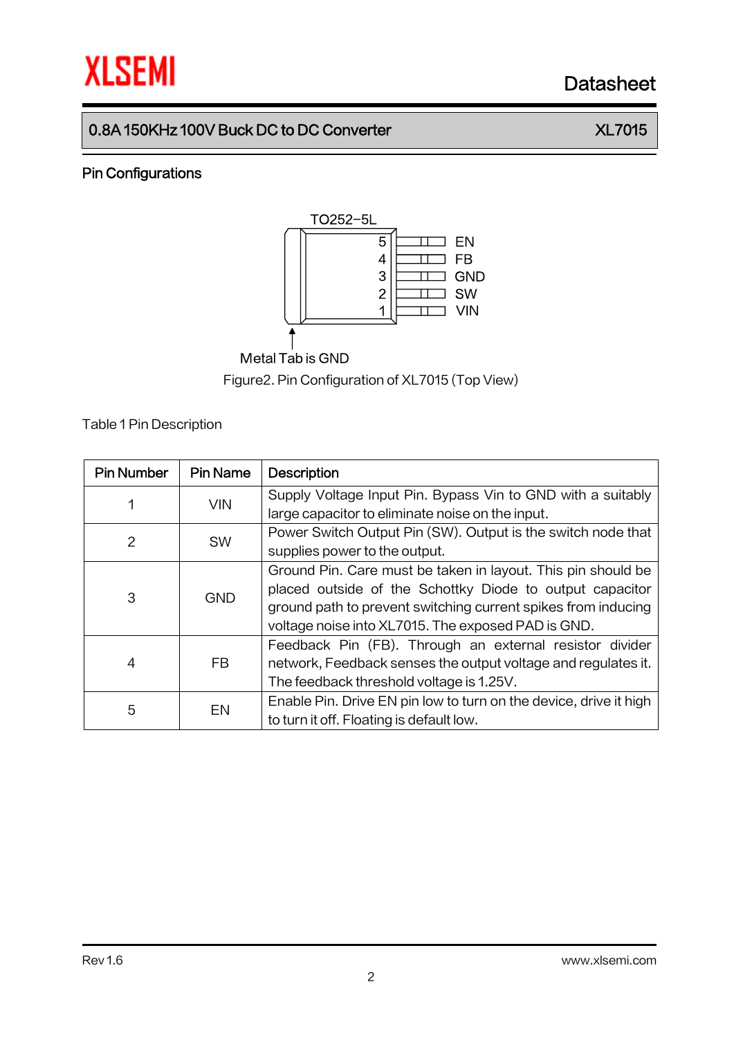## Pin Configurations

TO252-5L

5 EN
4 FB
3 GND
2 SW
1 VIN

Metal Tab is GND

Figure2. Pin Configuration of XL7015 (Top View)

Table 1 Pin Description

| Pin Number | Pin Name | Description |
|---|---|---|
| 1 | VIN | Supply Voltage Input Pin. Bypass Vin to GND with a suitably large capacitor to eliminate noise on the input. |
| 2 | SW | Power Switch Output Pin (SW). Output is the switch node that supplies power to the output. |
| 3 | GND | Ground Pin. Care must be taken in layout. This pin should be placed outside of the Schottky Diode to output capacitor ground path to prevent switching current spikes from inducing voltage noise into XL7015. The exposed PAD is GND. |
| 4 | FB | Feedback Pin (FB). Through an external resistor divider network, Feedback senses the output voltage and regulates it. The feedback threshold voltage is 1.25V. |
| 5 | EN | Enable Pin. Drive EN pin low to turn on the device, drive it high to turn it off. Floating is default low. |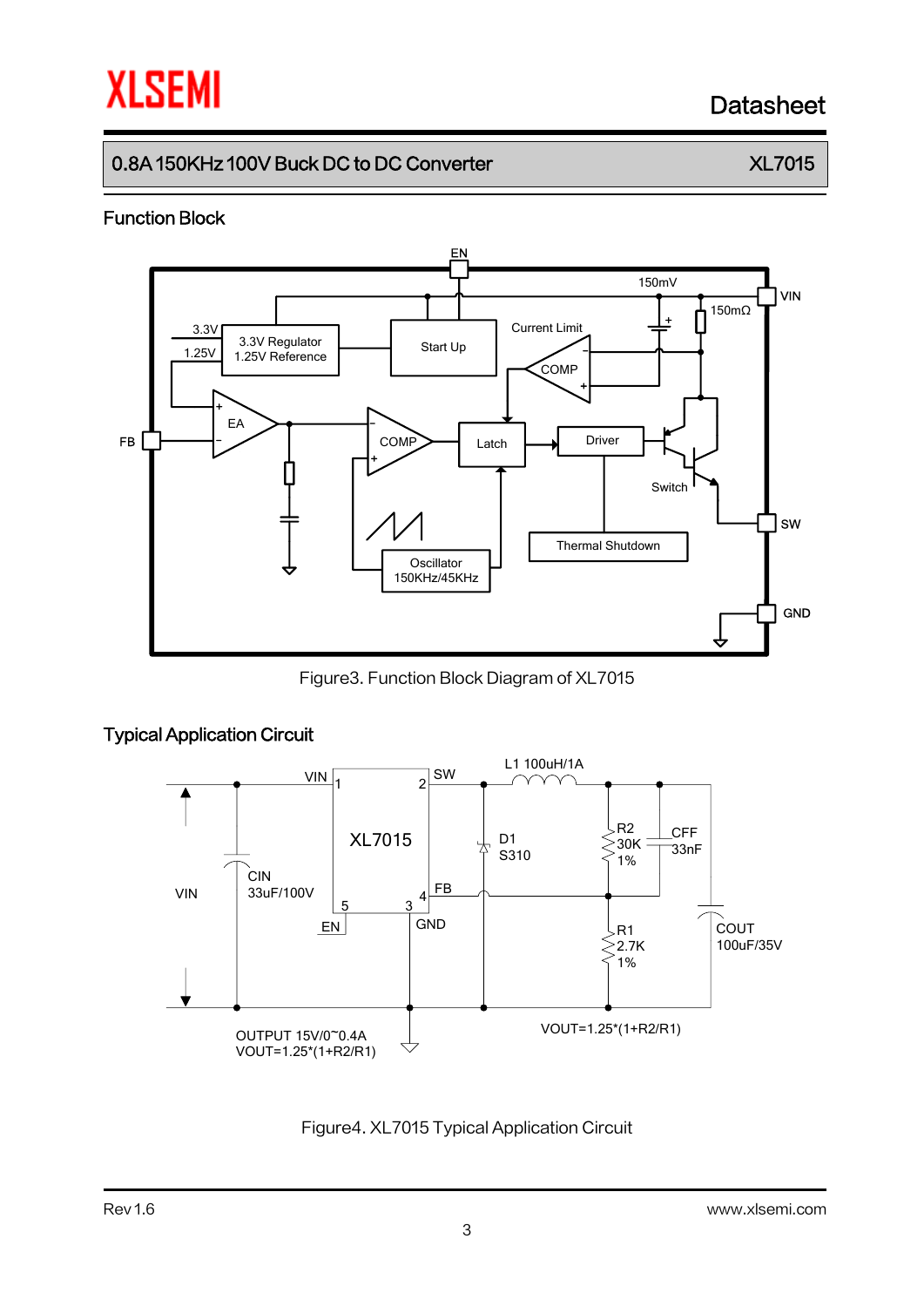## Function Block

Figure3. Function Block Diagram of XL7015

## Typical Application Circuit

Figure4. XL7015 Typical Application Circuit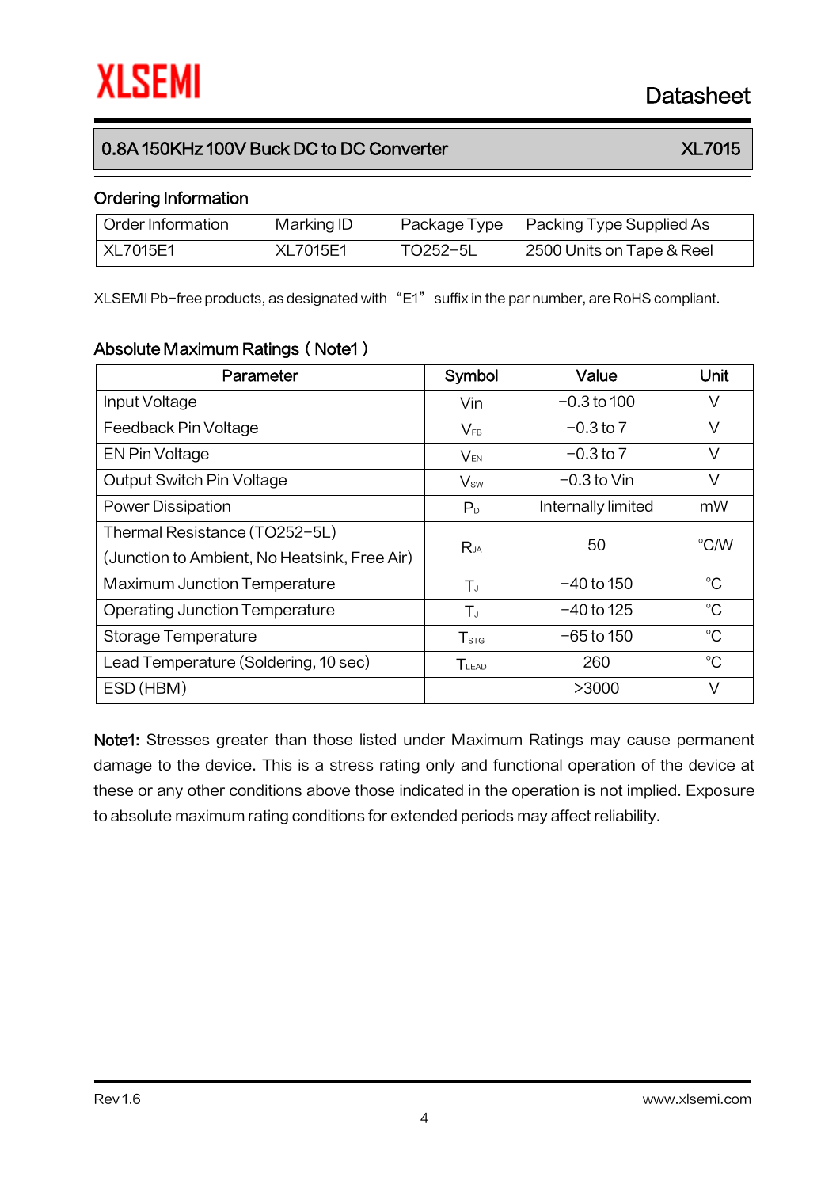## Ordering Information

| Order Information | Marking ID | Package Type | Packing Type Supplied As |
|---|---|---|---|
| XL7015E1 | XL7015E1 | TO252-5L | 2500 Units on Tape & Reel |

XLSEMI Pb-free products, as designated with "E1" suffix in the par number, are RoHS compliant.

## Absolute Maximum Ratings（Note1）

| Parameter | Symbol | Value | Unit |
|---|---|---|---|
| Input Voltage | Vin | -0.3 to 100 | V |
| Feedback Pin Voltage | $V_{FB}$ | -0.3 to 7 | V |
| EN Pin Voltage | $V_{EN}$ | -0.3 to 7 | V |
| Output Switch Pin Voltage | $V_{SW}$ | -0.3 to Vin | V |
| Power Dissipation | $P_D$ | Internally limited | mW |
| Thermal Resistance (TO252-5L) (Junction to Ambient, No Heatsink, Free Air) | $R_{JA}$ | 50 | °C/W |
| Maximum Junction Temperature | $T_J$ | -40 to 150 | °C |
| Operating Junction Temperature | $T_J$ | -40 to 125 | °C |
| Storage Temperature | $T_{STG}$ | -65 to 150 | °C |
| Lead Temperature (Soldering, 10 sec) | $T_{LEAD}$ | 260 | °C |
| ESD (HBM) | | >3000 | V |

**Note1:** Stresses greater than those listed under Maximum Ratings may cause permanent damage to the device. This is a stress rating only and functional operation of the device at these or any other conditions above those indicated in the operation is not implied. Exposure to absolute maximum rating conditions for extended periods may affect reliability.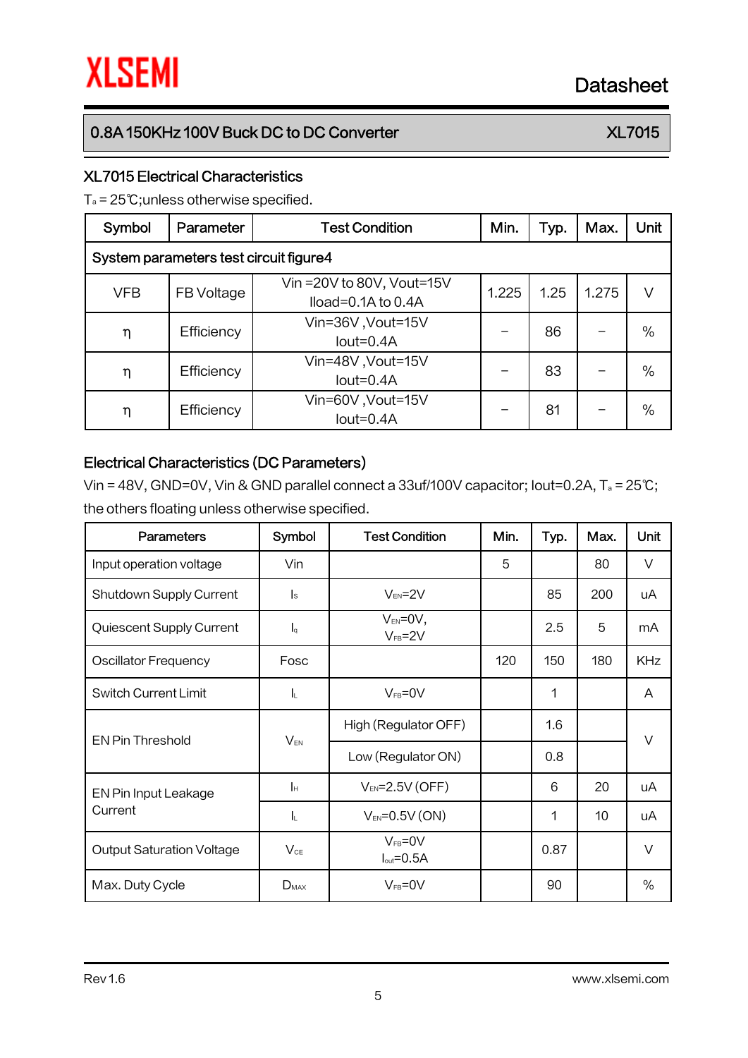## XL7015 Electrical Characteristics

$T_a$ = 25℃;unless otherwise specified.

| Symbol | Parameter | Test Condition | Min. | Typ. | Max. | Unit |
|---|---|---|---|---|---|---|
| System parameters test circuit figure4 | | | | | | |
| VFB | FB Voltage | Vin =20V to 80V, Vout=15V Iload=0.1A to 0.4A | 1.225 | 1.25 | 1.275 | V |
| η | Efficiency | Vin=36V ,Vout=15V Iout=0.4A | – | 86 | – | % |
| η | Efficiency | Vin=48V ,Vout=15V Iout=0.4A | – | 83 | – | % |
| η | Efficiency | Vin=60V ,Vout=15V Iout=0.4A | – | 81 | – | % |

## Electrical Characteristics (DC Parameters)

Vin = 48V, GND=0V, Vin & GND parallel connect a 33uf/100V capacitor; Iout=0.2A, $T_a$ = 25℃; the others floating unless otherwise specified.

| Parameters | Symbol | Test Condition | Min. | Typ. | Max. | Unit |
|---|---|---|---|---|---|---|
| Input operation voltage | Vin | | 5 | | 80 | V |
| Shutdown Supply Current | $I_S$ | $V_{EN}$=2V | | 85 | 200 | uA |
| Quiescent Supply Current | $I_q$ | $V_{EN}$=0V, $V_{FB}$=2V | | 2.5 | 5 | mA |
| Oscillator Frequency | Fosc | | 120 | 150 | 180 | KHz |
| Switch Current Limit | $I_L$ | $V_{FB}$=0V | | 1 | | A |
| EN Pin Threshold | $V_{EN}$ | High (Regulator OFF) | | 1.6 | | V |
| | | Low (Regulator ON) | | 0.8 | | |
| EN Pin Input Leakage Current | $I_H$ | $V_{EN}$=2.5V (OFF) | | 6 | 20 | uA |
| | $I_L$ | $V_{EN}$=0.5V (ON) | | 1 | 10 | uA |
| Output Saturation Voltage | $V_{CE}$ | $V_{FB}$=0V $I_{out}$=0.5A | | 0.87 | | V |
| Max. Duty Cycle | $D_{MAX}$ | $V_{FB}$=0V | | 90 | | % |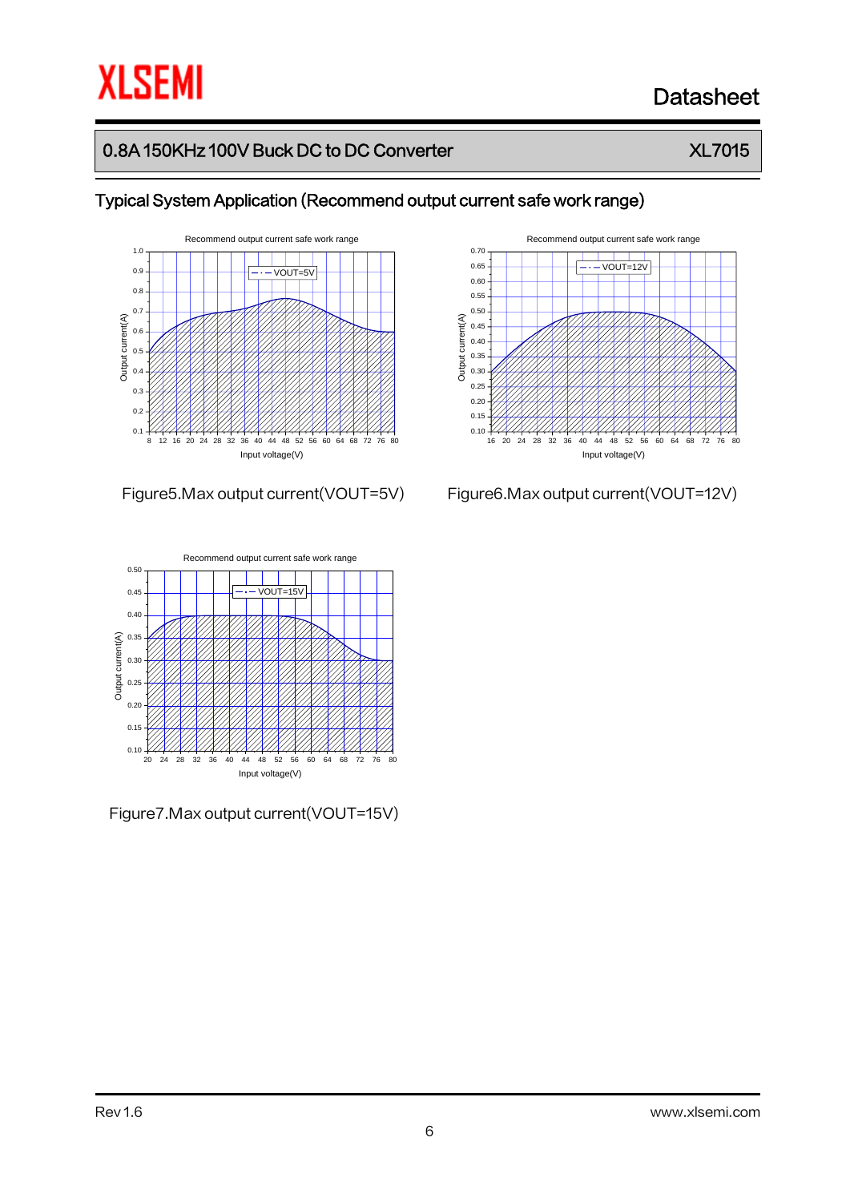## Typical System Application (Recommend output current safe work range)

Figure5.Max output current(VOUT=5V)

Figure6.Max output current(VOUT=12V)

Figure7.Max output current(VOUT=15V)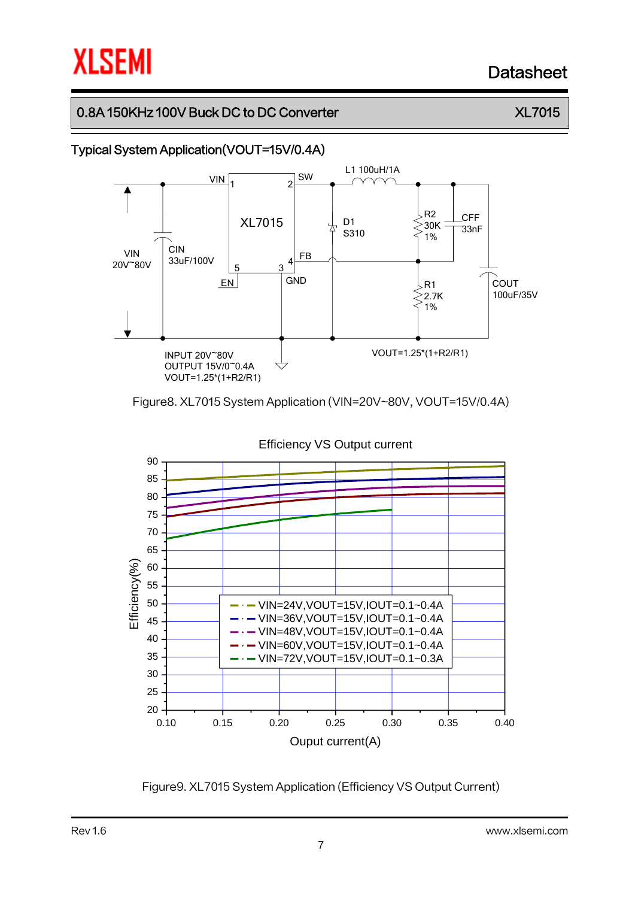## Typical System Application(VOUT=15V/0.4A)

VIN 20V~80V

CIN 33uF/100V

XL7015

VIN 1, SW 2, GND 3, FB 4, EN 5

L1 100uH/1A

D1 S310

R2 30K 1%

CFF 33nF

R1 2.7K 1%

COUT 100uF/35V

INPUT 20V~80V
OUTPUT 15V/0~0.4A
VOUT=1.25*(1+R2/R1)

VOUT=1.25*(1+R2/R1)

Figure8. XL7015 System Application (VIN=20V~80V, VOUT=15V/0.4A)

Efficiency VS Output current

Efficiency(%)

Ouput current(A)

- VIN=24V,VOUT=15V,IOUT=0.1~0.4A
- VIN=36V,VOUT=15V,IOUT=0.1~0.4A
- VIN=48V,VOUT=15V,IOUT=0.1~0.4A
- VIN=60V,VOUT=15V,IOUT=0.1~0.4A
- VIN=72V,VOUT=15V,IOUT=0.1~0.3A

Figure9. XL7015 System Application (Efficiency VS Output Current)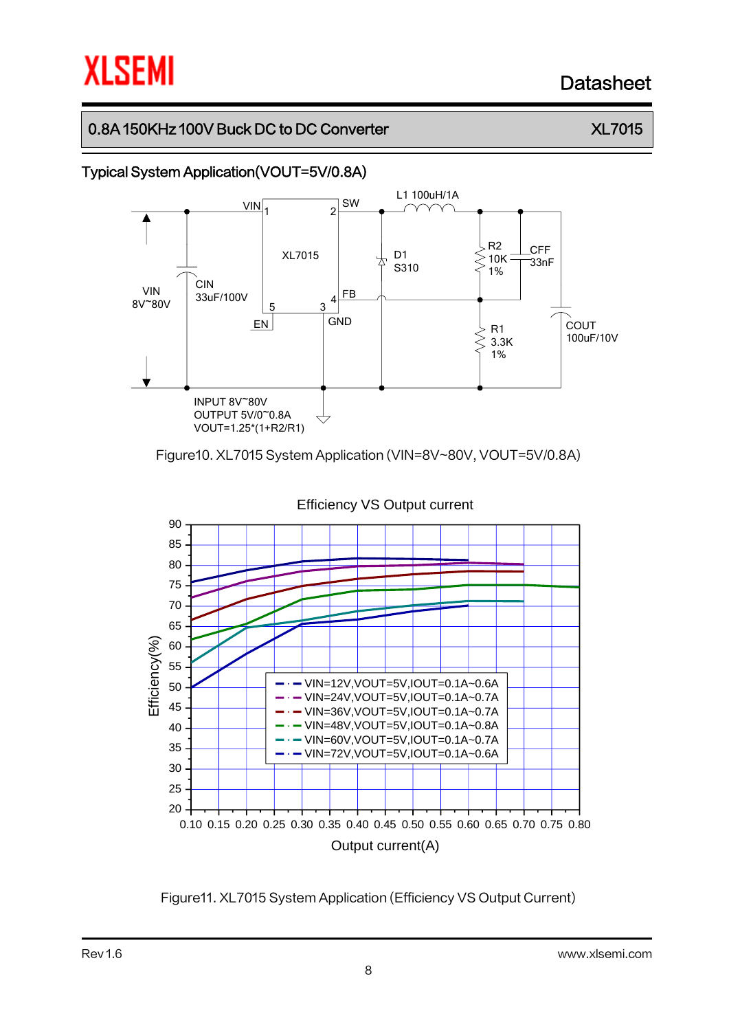## Typical System Application(VOUT=5V/0.8A)

VIN 8V~80V

CIN 33uF/100V

XL7015

VIN 1, SW 2, FB 4, EN 5, GND 3

L1 100uH/1A

D1 S310

R2 10K 1%

CFF 33nF

R1 3.3K 1%

COUT 100uF/10V

INPUT 8V~80V
OUTPUT 5V/0~0.8A
VOUT=1.25*(1+R2/R1)

Figure10. XL7015 System Application (VIN=8V~80V, VOUT=5V/0.8A)

Efficiency VS Output current

- VIN=12V,VOUT=5V,IOUT=0.1A~0.6A
- VIN=24V,VOUT=5V,IOUT=0.1A~0.7A
- VIN=36V,VOUT=5V,IOUT=0.1A~0.7A
- VIN=48V,VOUT=5V,IOUT=0.1A~0.8A
- VIN=60V,VOUT=5V,IOUT=0.1A~0.7A
- VIN=72V,VOUT=5V,IOUT=0.1A~0.6A

Efficiency(%) vs Output current(A)

Figure11. XL7015 System Application (Efficiency VS Output Current)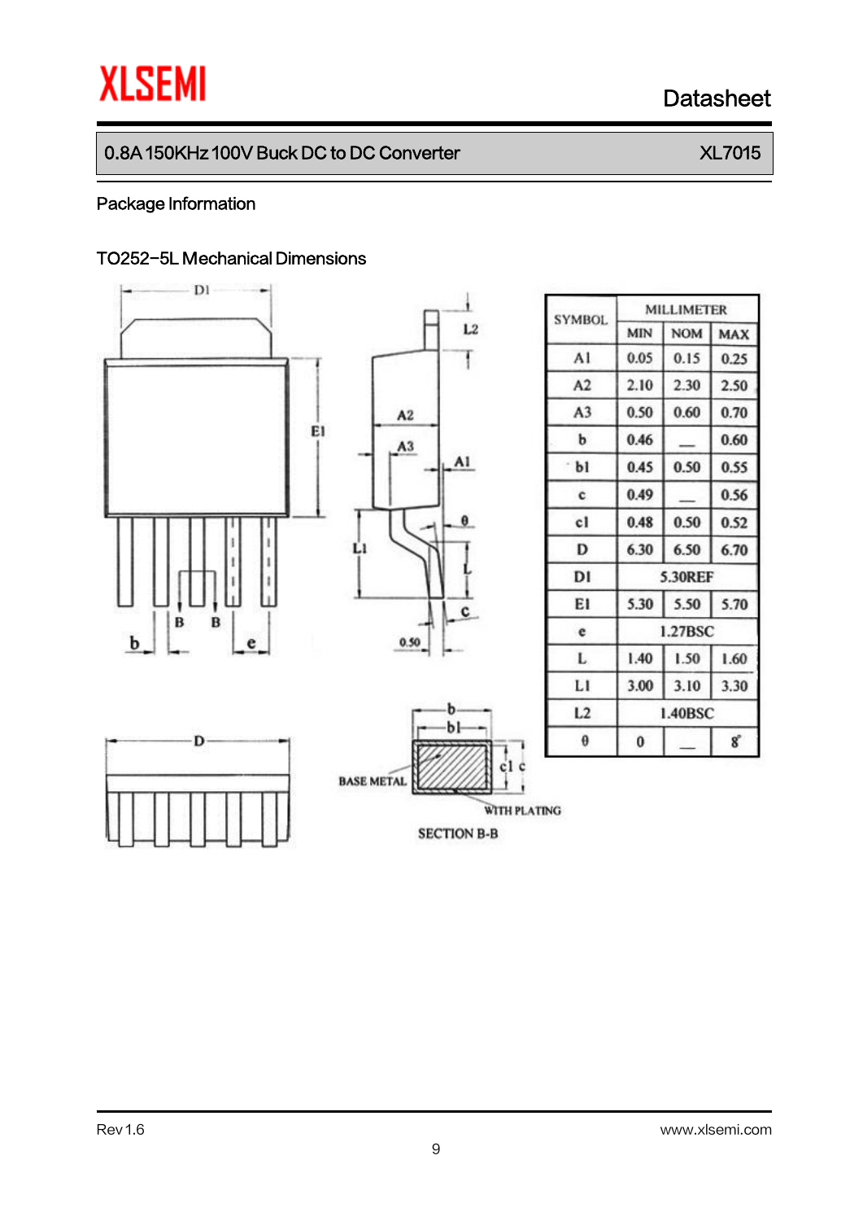## Package Information

### TO252-5L Mechanical Dimensions

| SYMBOL | MILLIMETER | | |
|---|---|---|---|
| | MIN | NOM | MAX |
| A1 | 0.05 | 0.15 | 0.25 |
| A2 | 2.10 | 2.30 | 2.50 |
| A3 | 0.50 | 0.60 | 0.70 |
| b | 0.46 | — | 0.60 |
| b1 | 0.45 | 0.50 | 0.55 |
| c | 0.49 | — | 0.56 |
| c1 | 0.48 | 0.50 | 0.52 |
| D | 6.30 | 6.50 | 6.70 |
| D1 | 5.30REF | | |
| E1 | 5.30 | 5.50 | 5.70 |
| e | 1.27BSC | | |
| L | 1.40 | 1.50 | 1.60 |
| L1 | 3.00 | 3.10 | 3.30 |
| L2 | 1.40BSC | | |
| θ | 0 | — | 8° |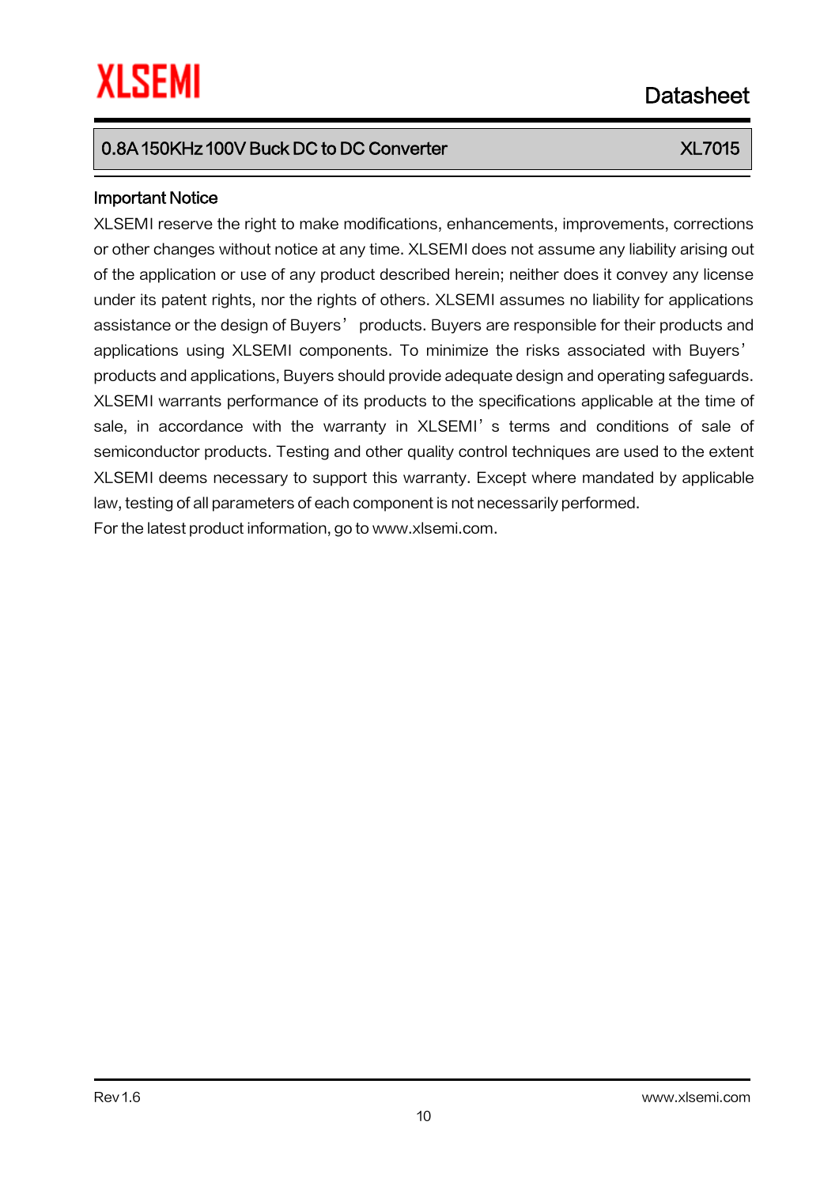## Important Notice

XLSEMI reserve the right to make modifications, enhancements, improvements, corrections or other changes without notice at any time. XLSEMI does not assume any liability arising out of the application or use of any product described herein; neither does it convey any license under its patent rights, nor the rights of others. XLSEMI assumes no liability for applications assistance or the design of Buyers' products. Buyers are responsible for their products and applications using XLSEMI components. To minimize the risks associated with Buyers' products and applications, Buyers should provide adequate design and operating safeguards. XLSEMI warrants performance of its products to the specifications applicable at the time of sale, in accordance with the warranty in XLSEMI's terms and conditions of sale of semiconductor products. Testing and other quality control techniques are used to the extent XLSEMI deems necessary to support this warranty. Except where mandated by applicable law, testing of all parameters of each component is not necessarily performed.

For the latest product information, go to www.xlsemi.com.